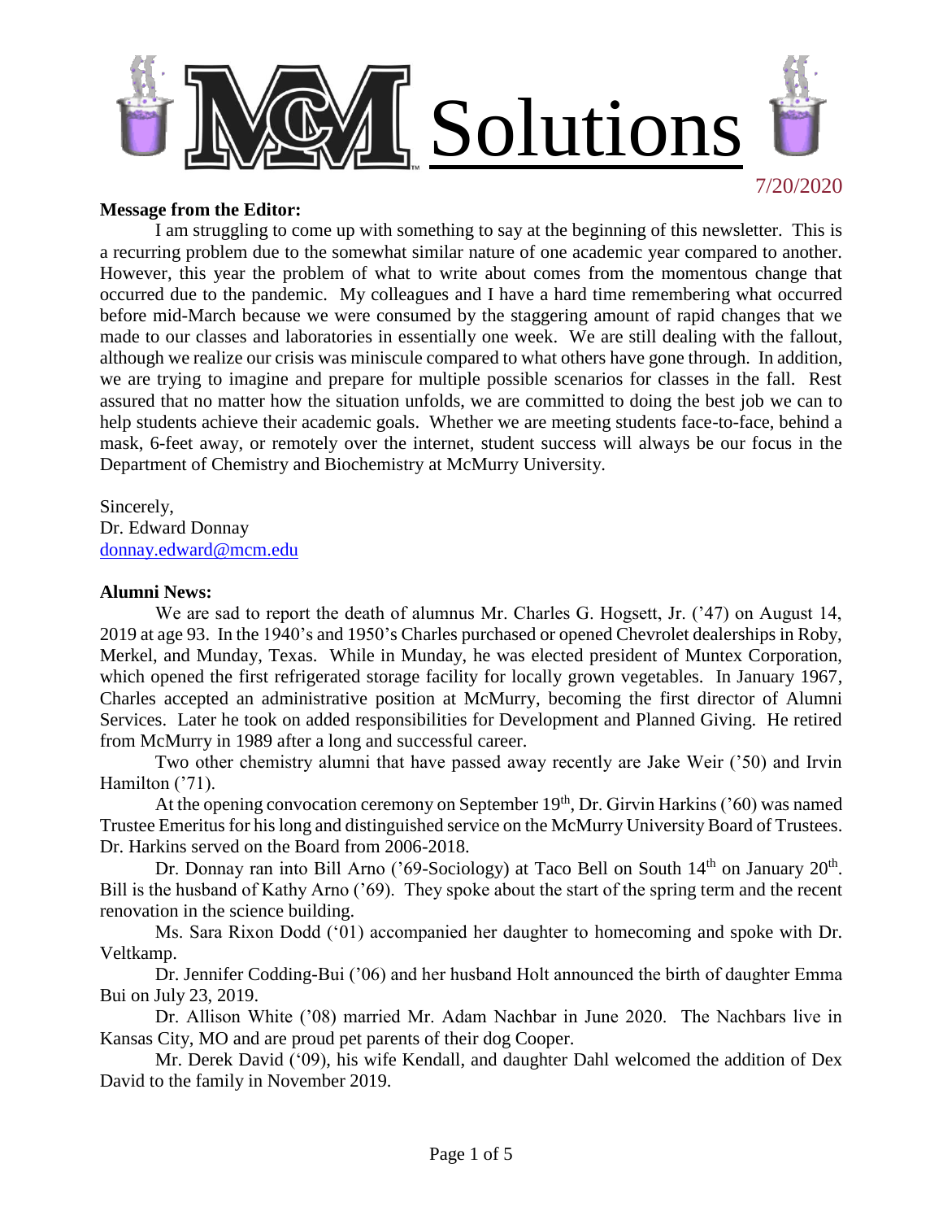# MCM Solutions

7/20/2020

**Message from the Editor:**

I am struggling to come up with something to say at the beginning of this newsletter. This is a recurring problem due to the somewhat similar nature of one academic year compared to another. However, this year the problem of what to write about comes from the momentous change that occurred due to the pandemic. My colleagues and I have a hard time remembering what occurred before mid-March because we were consumed by the staggering amount of rapid changes that we made to our classes and laboratories in essentially one week. We are still dealing with the fallout, although we realize our crisis was miniscule compared to what others have gone through. In addition, we are trying to imagine and prepare for multiple possible scenarios for classes in the fall. Rest assured that no matter how the situation unfolds, we are committed to doing the best job we can to help students achieve their academic goals. Whether we are meeting students face-to-face, behind a mask, 6-feet away, or remotely over the internet, student success will always be our focus in the Department of Chemistry and Biochemistry at McMurry University.

Sincerely,
Dr. Edward Donnay
donnay.edward@mcm.edu

**Alumni News:**

We are sad to report the death of alumnus Mr. Charles G. Hogsett, Jr. ('47) on August 14, 2019 at age 93. In the 1940's and 1950's Charles purchased or opened Chevrolet dealerships in Roby, Merkel, and Munday, Texas. While in Munday, he was elected president of Muntex Corporation, which opened the first refrigerated storage facility for locally grown vegetables. In January 1967, Charles accepted an administrative position at McMurry, becoming the first director of Alumni Services. Later he took on added responsibilities for Development and Planned Giving. He retired from McMurry in 1989 after a long and successful career.

Two other chemistry alumni that have passed away recently are Jake Weir ('50) and Irvin Hamilton ('71).

At the opening convocation ceremony on September 19th, Dr. Girvin Harkins ('60) was named Trustee Emeritus for his long and distinguished service on the McMurry University Board of Trustees. Dr. Harkins served on the Board from 2006-2018.

Dr. Donnay ran into Bill Arno ('69-Sociology) at Taco Bell on South 14th on January 20th. Bill is the husband of Kathy Arno ('69). They spoke about the start of the spring term and the recent renovation in the science building.

Ms. Sara Rixon Dodd ('01) accompanied her daughter to homecoming and spoke with Dr. Veltkamp.

Dr. Jennifer Codding-Bui ('06) and her husband Holt announced the birth of daughter Emma Bui on July 23, 2019.

Dr. Allison White ('08) married Mr. Adam Nachbar in June 2020. The Nachbars live in Kansas City, MO and are proud pet parents of their dog Cooper.

Mr. Derek David ('09), his wife Kendall, and daughter Dahl welcomed the addition of Dex David to the family in November 2019.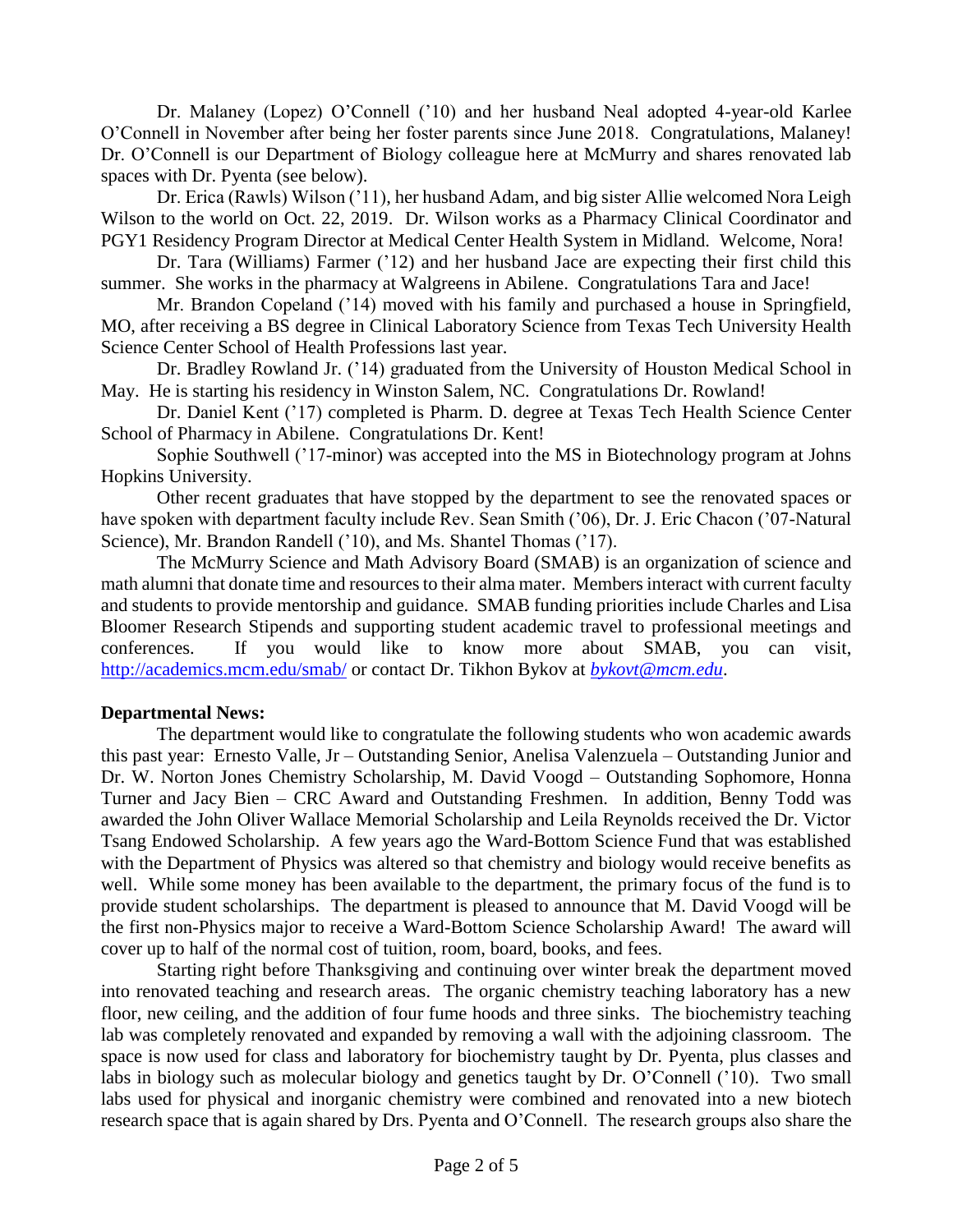Dr. Malaney (Lopez) O'Connell ('10) and her husband Neal adopted 4-year-old Karlee O'Connell in November after being her foster parents since June 2018. Congratulations, Malaney! Dr. O'Connell is our Department of Biology colleague here at McMurry and shares renovated lab spaces with Dr. Pyenta (see below).

Dr. Erica (Rawls) Wilson ('11), her husband Adam, and big sister Allie welcomed Nora Leigh Wilson to the world on Oct. 22, 2019. Dr. Wilson works as a Pharmacy Clinical Coordinator and PGY1 Residency Program Director at Medical Center Health System in Midland. Welcome, Nora!

Dr. Tara (Williams) Farmer ('12) and her husband Jace are expecting their first child this summer. She works in the pharmacy at Walgreens in Abilene. Congratulations Tara and Jace!

Mr. Brandon Copeland ('14) moved with his family and purchased a house in Springfield, MO, after receiving a BS degree in Clinical Laboratory Science from Texas Tech University Health Science Center School of Health Professions last year.

Dr. Bradley Rowland Jr. ('14) graduated from the University of Houston Medical School in May. He is starting his residency in Winston Salem, NC. Congratulations Dr. Rowland!

Dr. Daniel Kent ('17) completed is Pharm. D. degree at Texas Tech Health Science Center School of Pharmacy in Abilene. Congratulations Dr. Kent!

Sophie Southwell ('17-minor) was accepted into the MS in Biotechnology program at Johns Hopkins University.

Other recent graduates that have stopped by the department to see the renovated spaces or have spoken with department faculty include Rev. Sean Smith ('06), Dr. J. Eric Chacon ('07-Natural Science), Mr. Brandon Randell ('10), and Ms. Shantel Thomas ('17).

The McMurry Science and Math Advisory Board (SMAB) is an organization of science and math alumni that donate time and resources to their alma mater. Members interact with current faculty and students to provide mentorship and guidance. SMAB funding priorities include Charles and Lisa Bloomer Research Stipends and supporting student academic travel to professional meetings and conferences. If you would like to know more about SMAB, you can visit, http://academics.mcm.edu/smab/ or contact Dr. Tikhon Bykov at *bykovt@mcm.edu*.

**Departmental News:**

The department would like to congratulate the following students who won academic awards this past year: Ernesto Valle, Jr – Outstanding Senior, Anelisa Valenzuela – Outstanding Junior and Dr. W. Norton Jones Chemistry Scholarship, M. David Voogd – Outstanding Sophomore, Honna Turner and Jacy Bien – CRC Award and Outstanding Freshmen. In addition, Benny Todd was awarded the John Oliver Wallace Memorial Scholarship and Leila Reynolds received the Dr. Victor Tsang Endowed Scholarship. A few years ago the Ward-Bottom Science Fund that was established with the Department of Physics was altered so that chemistry and biology would receive benefits as well. While some money has been available to the department, the primary focus of the fund is to provide student scholarships. The department is pleased to announce that M. David Voogd will be the first non-Physics major to receive a Ward-Bottom Science Scholarship Award! The award will cover up to half of the normal cost of tuition, room, board, books, and fees.

Starting right before Thanksgiving and continuing over winter break the department moved into renovated teaching and research areas. The organic chemistry teaching laboratory has a new floor, new ceiling, and the addition of four fume hoods and three sinks. The biochemistry teaching lab was completely renovated and expanded by removing a wall with the adjoining classroom. The space is now used for class and laboratory for biochemistry taught by Dr. Pyenta, plus classes and labs in biology such as molecular biology and genetics taught by Dr. O'Connell ('10). Two small labs used for physical and inorganic chemistry were combined and renovated into a new biotech research space that is again shared by Drs. Pyenta and O'Connell. The research groups also share the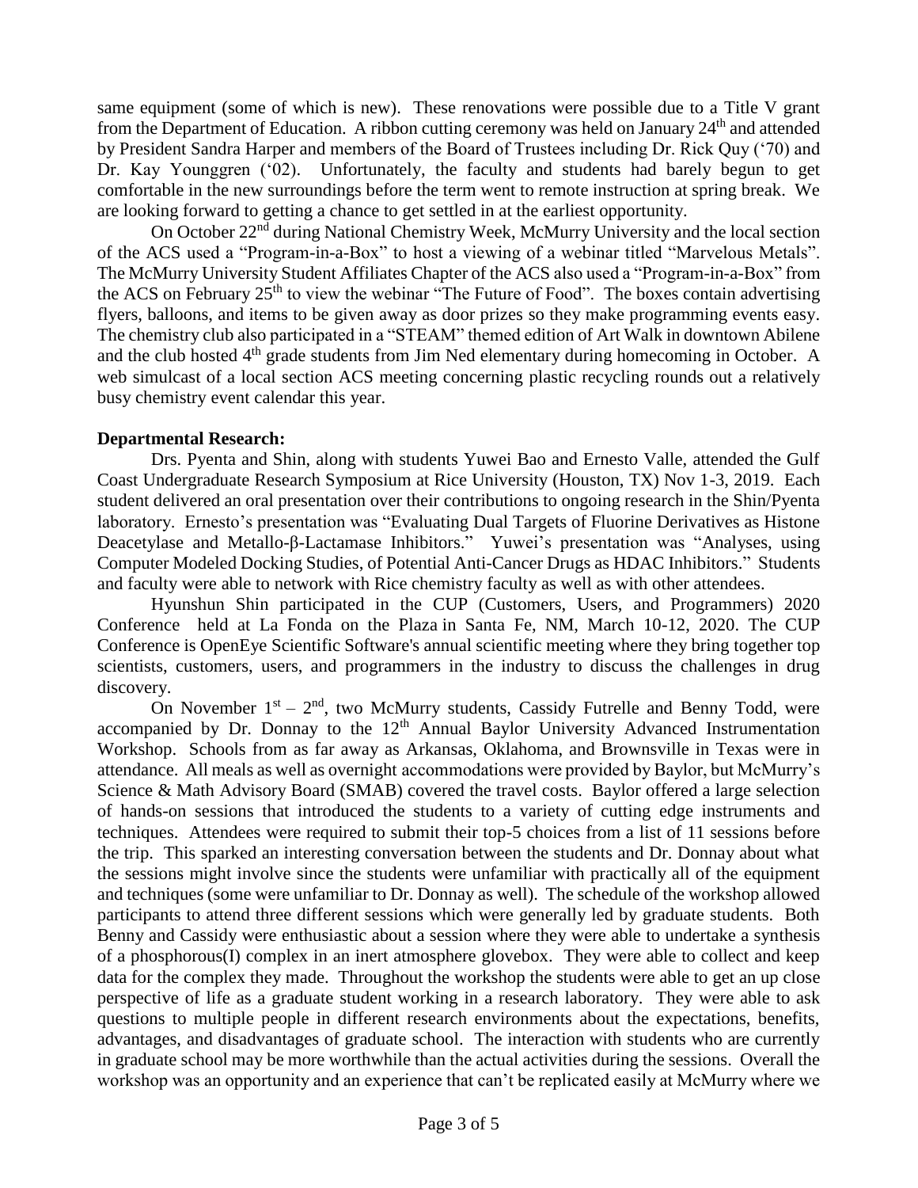same equipment (some of which is new). These renovations were possible due to a Title V grant from the Department of Education. A ribbon cutting ceremony was held on January 24th and attended by President Sandra Harper and members of the Board of Trustees including Dr. Rick Quy ('70) and Dr. Kay Younggren ('02). Unfortunately, the faculty and students had barely begun to get comfortable in the new surroundings before the term went to remote instruction at spring break. We are looking forward to getting a chance to get settled in at the earliest opportunity.

On October 22nd during National Chemistry Week, McMurry University and the local section of the ACS used a "Program-in-a-Box" to host a viewing of a webinar titled "Marvelous Metals". The McMurry University Student Affiliates Chapter of the ACS also used a "Program-in-a-Box" from the ACS on February 25th to view the webinar "The Future of Food". The boxes contain advertising flyers, balloons, and items to be given away as door prizes so they make programming events easy. The chemistry club also participated in a "STEAM" themed edition of Art Walk in downtown Abilene and the club hosted 4th grade students from Jim Ned elementary during homecoming in October. A web simulcast of a local section ACS meeting concerning plastic recycling rounds out a relatively busy chemistry event calendar this year.

**Departmental Research:**

Drs. Pyenta and Shin, along with students Yuwei Bao and Ernesto Valle, attended the Gulf Coast Undergraduate Research Symposium at Rice University (Houston, TX) Nov 1-3, 2019. Each student delivered an oral presentation over their contributions to ongoing research in the Shin/Pyenta laboratory. Ernesto's presentation was "Evaluating Dual Targets of Fluorine Derivatives as Histone Deacetylase and Metallo-β-Lactamase Inhibitors." Yuwei's presentation was "Analyses, using Computer Modeled Docking Studies, of Potential Anti-Cancer Drugs as HDAC Inhibitors." Students and faculty were able to network with Rice chemistry faculty as well as with other attendees.

Hyunshun Shin participated in the CUP (Customers, Users, and Programmers) 2020 Conference held at La Fonda on the Plaza in Santa Fe, NM, March 10-12, 2020. The CUP Conference is OpenEye Scientific Software's annual scientific meeting where they bring together top scientists, customers, users, and programmers in the industry to discuss the challenges in drug discovery.

On November 1st – 2nd, two McMurry students, Cassidy Futrelle and Benny Todd, were accompanied by Dr. Donnay to the 12th Annual Baylor University Advanced Instrumentation Workshop. Schools from as far away as Arkansas, Oklahoma, and Brownsville in Texas were in attendance. All meals as well as overnight accommodations were provided by Baylor, but McMurry's Science & Math Advisory Board (SMAB) covered the travel costs. Baylor offered a large selection of hands-on sessions that introduced the students to a variety of cutting edge instruments and techniques. Attendees were required to submit their top-5 choices from a list of 11 sessions before the trip. This sparked an interesting conversation between the students and Dr. Donnay about what the sessions might involve since the students were unfamiliar with practically all of the equipment and techniques (some were unfamiliar to Dr. Donnay as well). The schedule of the workshop allowed participants to attend three different sessions which were generally led by graduate students. Both Benny and Cassidy were enthusiastic about a session where they were able to undertake a synthesis of a phosphorous(I) complex in an inert atmosphere glovebox. They were able to collect and keep data for the complex they made. Throughout the workshop the students were able to get an up close perspective of life as a graduate student working in a research laboratory. They were able to ask questions to multiple people in different research environments about the expectations, benefits, advantages, and disadvantages of graduate school. The interaction with students who are currently in graduate school may be more worthwhile than the actual activities during the sessions. Overall the workshop was an opportunity and an experience that can't be replicated easily at McMurry where we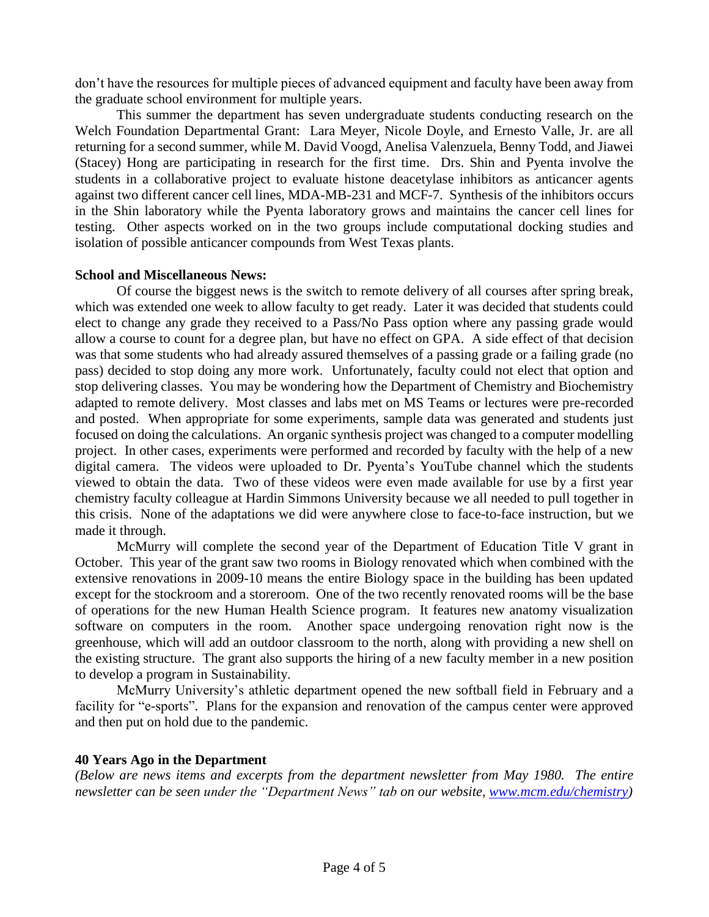don't have the resources for multiple pieces of advanced equipment and faculty have been away from the graduate school environment for multiple years.

This summer the department has seven undergraduate students conducting research on the Welch Foundation Departmental Grant: Lara Meyer, Nicole Doyle, and Ernesto Valle, Jr. are all returning for a second summer, while M. David Voogd, Anelisa Valenzuela, Benny Todd, and Jiawei (Stacey) Hong are participating in research for the first time. Drs. Shin and Pyenta involve the students in a collaborative project to evaluate histone deacetylase inhibitors as anticancer agents against two different cancer cell lines, MDA-MB-231 and MCF-7. Synthesis of the inhibitors occurs in the Shin laboratory while the Pyenta laboratory grows and maintains the cancer cell lines for testing. Other aspects worked on in the two groups include computational docking studies and isolation of possible anticancer compounds from West Texas plants.

**School and Miscellaneous News:**

Of course the biggest news is the switch to remote delivery of all courses after spring break, which was extended one week to allow faculty to get ready. Later it was decided that students could elect to change any grade they received to a Pass/No Pass option where any passing grade would allow a course to count for a degree plan, but have no effect on GPA. A side effect of that decision was that some students who had already assured themselves of a passing grade or a failing grade (no pass) decided to stop doing any more work. Unfortunately, faculty could not elect that option and stop delivering classes. You may be wondering how the Department of Chemistry and Biochemistry adapted to remote delivery. Most classes and labs met on MS Teams or lectures were pre-recorded and posted. When appropriate for some experiments, sample data was generated and students just focused on doing the calculations. An organic synthesis project was changed to a computer modelling project. In other cases, experiments were performed and recorded by faculty with the help of a new digital camera. The videos were uploaded to Dr. Pyenta's YouTube channel which the students viewed to obtain the data. Two of these videos were even made available for use by a first year chemistry faculty colleague at Hardin Simmons University because we all needed to pull together in this crisis. None of the adaptations we did were anywhere close to face-to-face instruction, but we made it through.

McMurry will complete the second year of the Department of Education Title V grant in October. This year of the grant saw two rooms in Biology renovated which when combined with the extensive renovations in 2009-10 means the entire Biology space in the building has been updated except for the stockroom and a storeroom. One of the two recently renovated rooms will be the base of operations for the new Human Health Science program. It features new anatomy visualization software on computers in the room. Another space undergoing renovation right now is the greenhouse, which will add an outdoor classroom to the north, along with providing a new shell on the existing structure. The grant also supports the hiring of a new faculty member in a new position to develop a program in Sustainability.

McMurry University's athletic department opened the new softball field in February and a facility for "e-sports". Plans for the expansion and renovation of the campus center were approved and then put on hold due to the pandemic.

**40 Years Ago in the Department**

*(Below are news items and excerpts from the department newsletter from May 1980. The entire newsletter can be seen under the "Department News" tab on our website, [www.mcm.edu/chemistry](http://www.mcm.edu/chemistry))*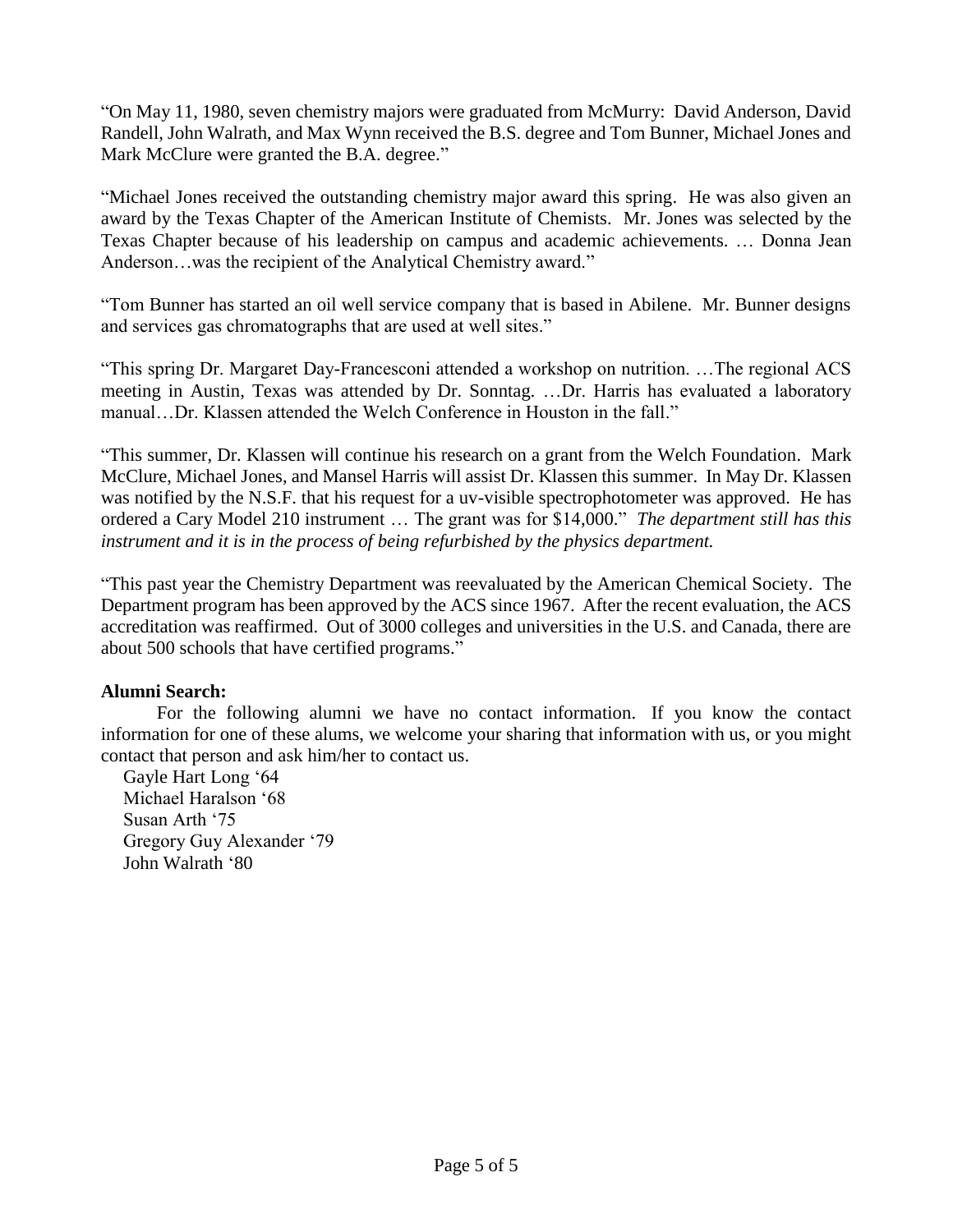"On May 11, 1980, seven chemistry majors were graduated from McMurry: David Anderson, David Randell, John Walrath, and Max Wynn received the B.S. degree and Tom Bunner, Michael Jones and Mark McClure were granted the B.A. degree."

"Michael Jones received the outstanding chemistry major award this spring. He was also given an award by the Texas Chapter of the American Institute of Chemists. Mr. Jones was selected by the Texas Chapter because of his leadership on campus and academic achievements. … Donna Jean Anderson…was the recipient of the Analytical Chemistry award."

"Tom Bunner has started an oil well service company that is based in Abilene. Mr. Bunner designs and services gas chromatographs that are used at well sites."

"This spring Dr. Margaret Day-Francesconi attended a workshop on nutrition. …The regional ACS meeting in Austin, Texas was attended by Dr. Sonntag. …Dr. Harris has evaluated a laboratory manual…Dr. Klassen attended the Welch Conference in Houston in the fall."

"This summer, Dr. Klassen will continue his research on a grant from the Welch Foundation. Mark McClure, Michael Jones, and Mansel Harris will assist Dr. Klassen this summer. In May Dr. Klassen was notified by the N.S.F. that his request for a uv-visible spectrophotometer was approved. He has ordered a Cary Model 210 instrument … The grant was for $14,000." *The department still has this instrument and it is in the process of being refurbished by the physics department.*

"This past year the Chemistry Department was reevaluated by the American Chemical Society. The Department program has been approved by the ACS since 1967. After the recent evaluation, the ACS accreditation was reaffirmed. Out of 3000 colleges and universities in the U.S. and Canada, there are about 500 schools that have certified programs."

**Alumni Search:**

For the following alumni we have no contact information. If you know the contact information for one of these alums, we welcome your sharing that information with us, or you might contact that person and ask him/her to contact us.

Gayle Hart Long '64
Michael Haralson '68
Susan Arth '75
Gregory Guy Alexander '79
John Walrath '80